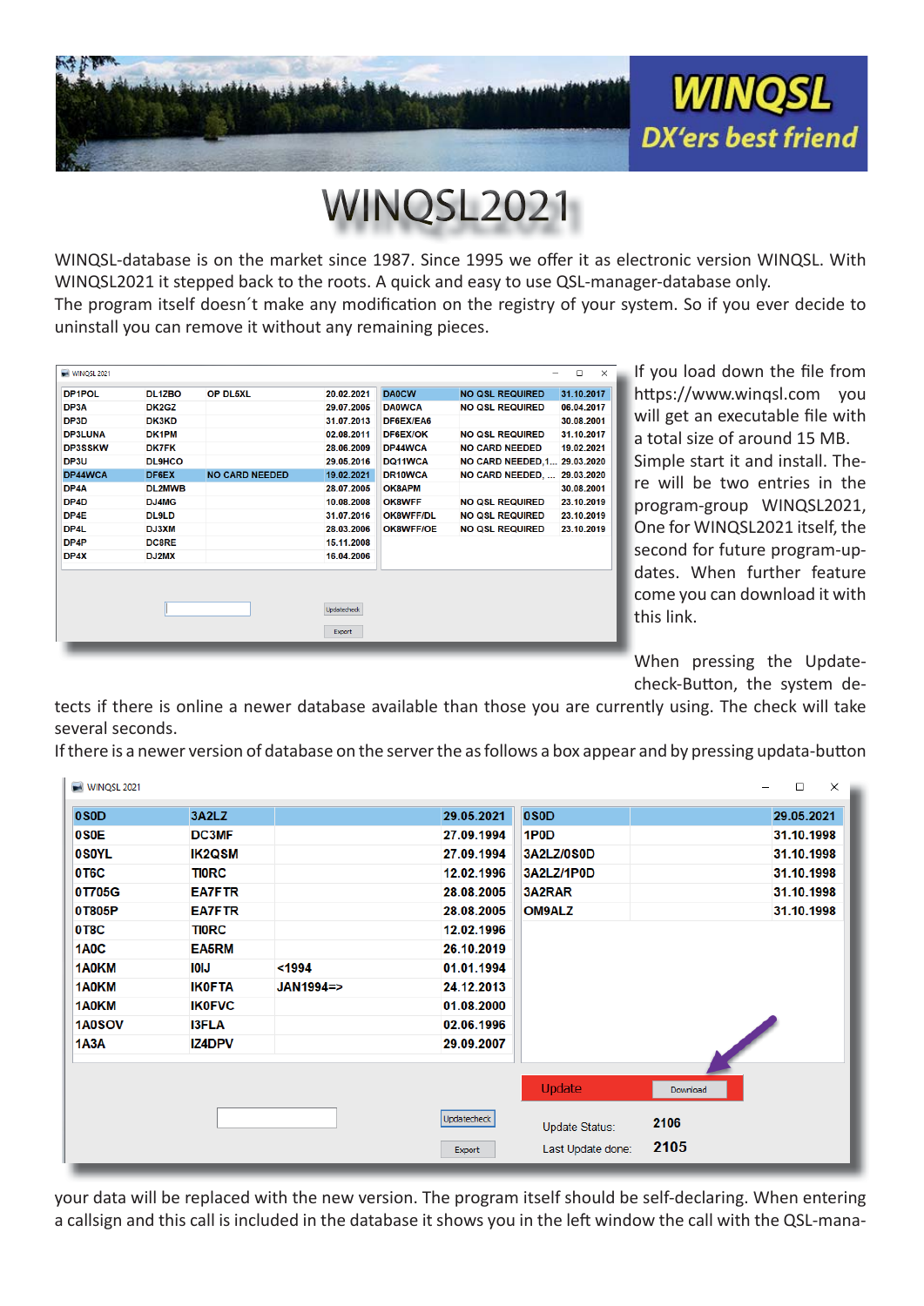# WINQSL2021

WINQSL-database is on the market since 1987. Since 1995 we offer it as electronic version WINQSL. With WINQSL2021 it stepped back to the roots. A quick and easy to use QSL-manager-database only.
The program itself doesn´t make any modification on the registry of your system. So if you ever decide to uninstall you can remove it without any remaining pieces.

If you load down the file from https://www.winqsl.com you will get an executable file with a total size of around 15 MB. Simple start it and install. There will be two entries in the program-group WINQSL2021, One for WINQSL2021 itself, the second for future program-updates. When further feature come you can download it with this link.

When pressing the Update-check-Button, the system detects if there is online a newer database available than those you are currently using. The check will take several seconds.
If there is a newer version of database on the server the as follows a box appear and by pressing updata-button your data will be replaced with the new version. The program itself should be self-declaring. When entering a callsign and this call is included in the database it shows you in the left window the call with the QSL-mana-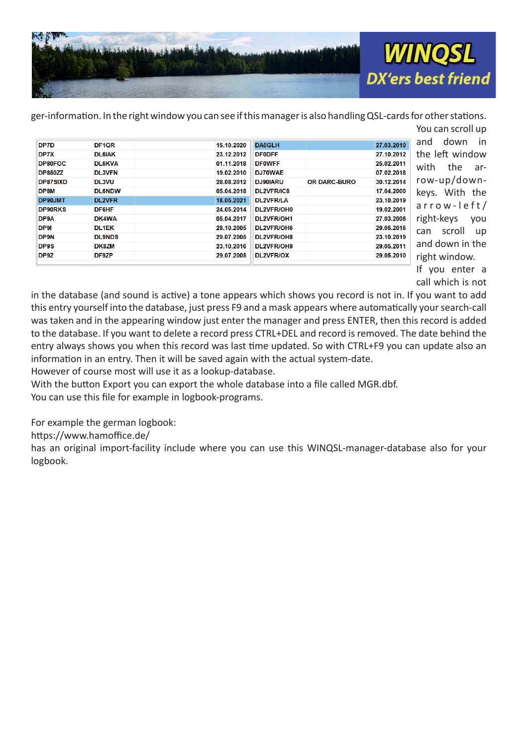ger-information. In the right window you can see if this manager is also handling QSL-cards for other stations.

| | | | | | | |
|---|---|---|---|---|---|---|
| DP7D | DF1QR | 15.10.2020 | DA0GLH | | 27.03.2010 |
| DP7X | DL6IAK | 23.12.2012 | DF0DFF | | 27.10.2012 |
| DP80FOC | DL6KVA | 01.11.2018 | DF0WFF | | 25.02.2011 |
| DP850ZZ | DL3VFN | 19.02.2010 | DJ70WAE | | 07.02.2018 |
| DP87SIXD | DL3VU | 28.08.2012 | DJ90IARU | OR DARC-BURO | 30.12.2014 |
| DP8M | DL6NDW | 05.04.2018 | DL2VFR/IC8 | | 17.04.2000 |
| DP90JMT | DL2VFR | 18.05.2021 | DL2VFR/LA | | 23.10.2019 |
| DP90RKS | DF6HF | 24.05.2014 | DL2VFR/OH0 | | 19.02.2001 |
| DP9A | DK4WA | 05.04.2017 | DL2VFR/OH1 | | 27.03.2006 |
| DP9I | DL1EK | 28.10.2005 | DL2VFR/OH6 | | 29.05.2016 |
| DP9N | DL9NDS | 29.07.2005 | DL2VFR/OH8 | | 23.10.2019 |
| DP9S | DK8ZM | 23.10.2016 | DL2VFR/OH9 | | 29.05.2011 |
| DP9Z | DF9ZP | 29.07.2005 | DL2VFR/OX | | 29.05.2010 |

You can scroll up and down in the left window with the arrow-up/down-keys. With the arrow-left/right-keys you can scroll up and down in the right window.

If you enter a call which is not in the database (and sound is active) a tone appears which shows you record is not in. If you want to add this entry yourself into the database, just press F9 and a mask appears where automatically your search-call was taken and in the appearing window just enter the manager and press ENTER, then this record is added to the database. If you want to delete a record press CTRL+DEL and record is removed. The date behind the entry always shows you when this record was last time updated. So with CTRL+F9 you can update also an information in an entry. Then it will be saved again with the actual system-date.

However of course most will use it as a lookup-database.

With the button Export you can export the whole database into a file called MGR.dbf.

You can use this file for example in logbook-programs.

For example the german logbook:

https://www.hamoffice.de/

has an original import-facility include where you can use this WINQSL-manager-database also for your logbook.